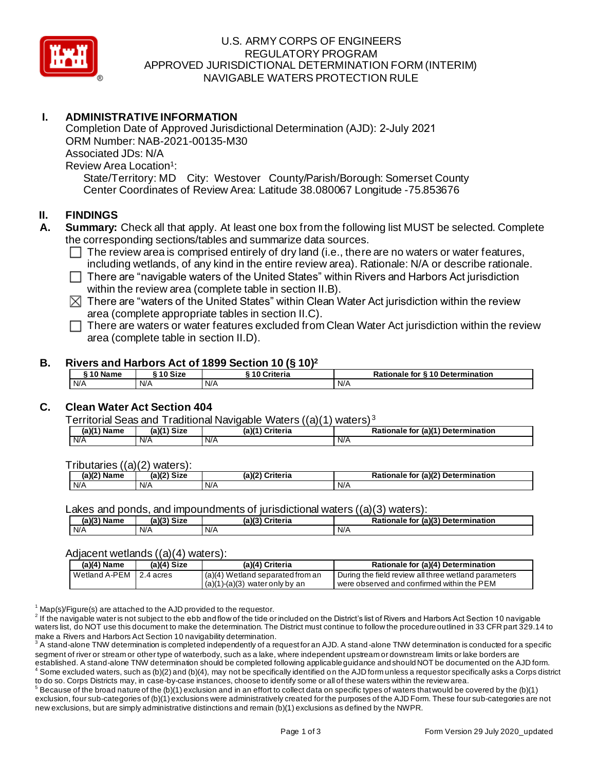# U.S. ARMY CORPS OF ENGINEERS
# REGULATORY PROGRAM
# APPROVED JURISDICTIONAL DETERMINATION FORM (INTERIM)
# NAVIGABLE WATERS PROTECTION RULE

## I. ADMINISTRATIVE INFORMATION

Completion Date of Approved Jurisdictional Determination (AJD): 2-July 2021
ORM Number: NAB-2021-00135-M30
Associated JDs: N/A
Review Area Location[1]:
State/Territory: MD City: Westover County/Parish/Borough: Somerset County
Center Coordinates of Review Area: Latitude 38.080067 Longitude -75.853676

## II. FINDINGS

**A. Summary:** Check all that apply. At least one box from the following list MUST be selected. Complete the corresponding sections/tables and summarize data sources.

- ☐ The review area is comprised entirely of dry land (i.e., there are no waters or water features, including wetlands, of any kind in the entire review area). Rationale: N/A or describe rationale.
- ☐ There are "navigable waters of the United States" within Rivers and Harbors Act jurisdiction within the review area (complete table in section II.B).
- ☒ There are "waters of the United States" within Clean Water Act jurisdiction within the review area (complete appropriate tables in section II.C).
- ☐ There are waters or water features excluded from Clean Water Act jurisdiction within the review area (complete table in section II.D).

**B. Rivers and Harbors Act of 1899 Section 10 (§ 10)[2]**

| § 10 Name | § 10 Size | § 10 Criteria | Rationale for § 10 Determination |
|---|---|---|---|
| N/A | N/A | N/A | N/A |

**C. Clean Water Act Section 404**

Territorial Seas and Traditional Navigable Waters ((a)(1) waters)[3]

| (a)(1) Name | (a)(1) Size | (a)(1) Criteria | Rationale for (a)(1) Determination |
|---|---|---|---|
| N/A | N/A | N/A | N/A |

Tributaries ((a)(2) waters):

| (a)(2) Name | (a)(2) Size | (a)(2) Criteria | Rationale for (a)(2) Determination |
|---|---|---|---|
| N/A | N/A | N/A | N/A |

Lakes and ponds, and impoundments of jurisdictional waters ((a)(3) waters):

| (a)(3) Name | (a)(3) Size | (a)(3) Criteria | Rationale for (a)(3) Determination |
|---|---|---|---|
| N/A | N/A | N/A | N/A |

Adjacent wetlands ((a)(4) waters):

| (a)(4) Name | (a)(4) Size | (a)(4) Criteria | Rationale for (a)(4) Determination |
|---|---|---|---|
| Wetland A-PEM | 2.4 acres | (a)(4) Wetland separated from an (a)(1)-(a)(3) water only by an | During the field review all three wetland parameters were observed and confirmed within the PEM |

[1] Map(s)/Figure(s) are attached to the AJD provided to the requestor.
[2] If the navigable water is not subject to the ebb and flow of the tide or included on the District's list of Rivers and Harbors Act Section 10 navigable waters list, do NOT use this document to make the determination. The District must continue to follow the procedure outlined in 33 CFR part 329.14 to make a Rivers and Harbors Act Section 10 navigability determination.
[3] A stand-alone TNW determination is completed independently of a request for an AJD. A stand-alone TNW determination is conducted for a specific segment of river or stream or other type of waterbody, such as a lake, where independent upstream or downstream limits or lake borders are established. A stand-alone TNW determination should be completed following applicable guidance and should NOT be documented on the AJD form.
[4] Some excluded waters, such as (b)(2) and (b)(4), may not be specifically identified on the AJD form unless a requestor specifically asks a Corps district to do so. Corps Districts may, in case-by-case instances, choose to identify some or all of these waters within the review area.
[5] Because of the broad nature of the (b)(1) exclusion and in an effort to collect data on specific types of waters that would be covered by the (b)(1) exclusion, four sub-categories of (b)(1) exclusions were administratively created for the purposes of the AJD Form. These four sub-categories are not new exclusions, but are simply administrative distinctions and remain (b)(1) exclusions as defined by the NWPR.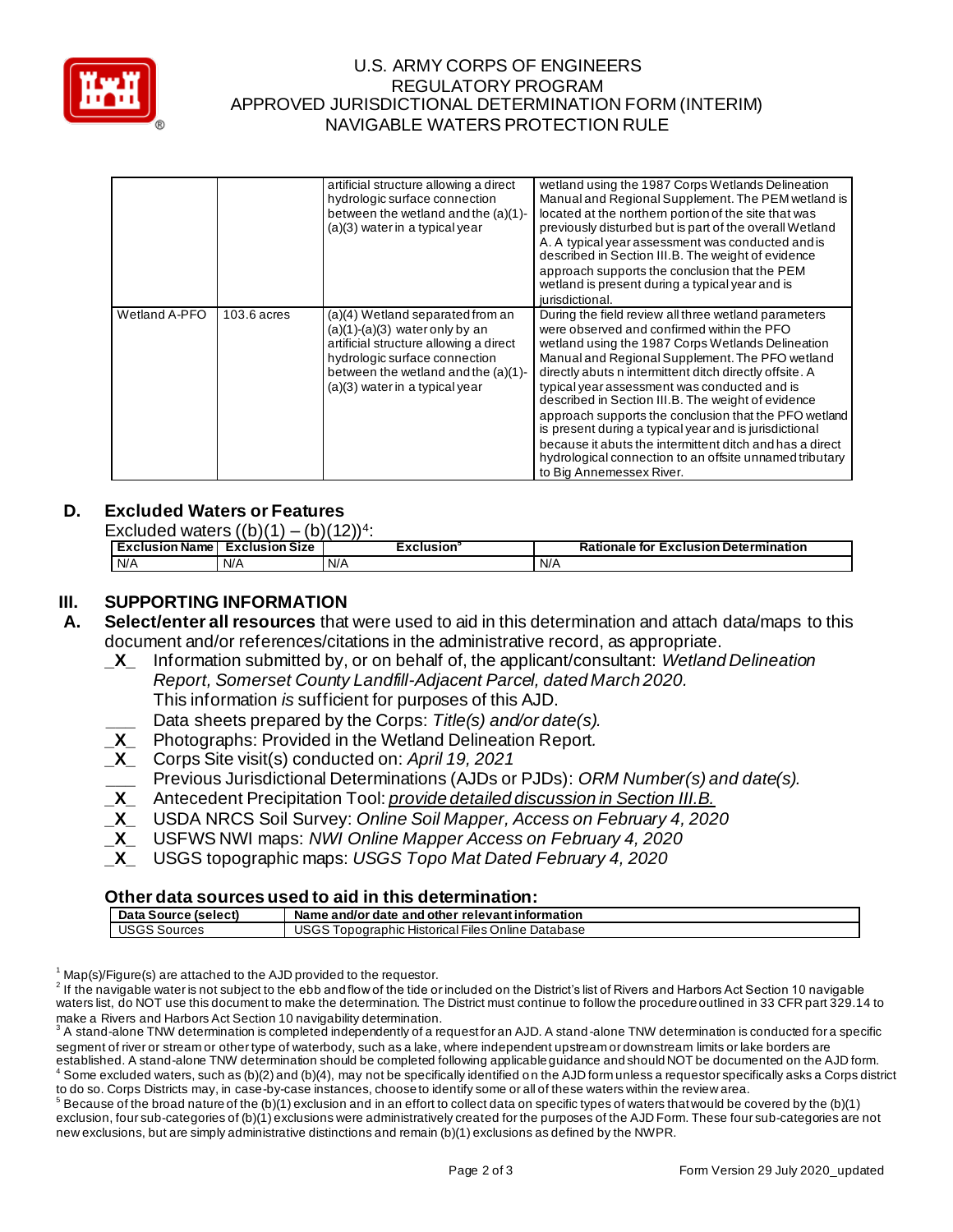|  |  | artificial structure allowing a direct hydrologic surface connection between the wetland and the (a)(1)-(a)(3) water in a typical year | wetland using the 1987 Corps Wetlands Delineation Manual and Regional Supplement. The PEM wetland is located at the northern portion of the site that was previously disturbed but is part of the overall Wetland A. A typical year assessment was conducted and is described in Section III.B. The weight of evidence approach supports the conclusion that the PEM wetland is present during a typical year and is jurisdictional. |
|---|---|---|---|
| Wetland A-PFO | 103.6 acres | (a)(4) Wetland separated from an (a)(1)-(a)(3) water only by an artificial structure allowing a direct hydrologic surface connection between the wetland and the (a)(1)-(a)(3) water in a typical year | During the field review all three wetland parameters were observed and confirmed within the PFO wetland using the 1987 Corps Wetlands Delineation Manual and Regional Supplement. The PFO wetland directly abuts n intermittent ditch directly offsite. A typical year assessment was conducted and is described in Section III.B. The weight of evidence approach supports the conclusion that the PFO wetland is present during a typical year and is jurisdictional because it abuts the intermittent ditch and has a direct hydrological connection to an offsite unnamed tributary to Big Annemessex River. |

## D. Excluded Waters or Features

Excluded waters ((b)(1) – (b)(12))[4]:

| Exclusion Name | Exclusion Size | Exclusion[5] | Rationale for Exclusion Determination |
|---|---|---|---|
| N/A | N/A | N/A | N/A |

# III. SUPPORTING INFORMATION

**A. Select/enter all resources** that were used to aid in this determination and attach data/maps to this document and/or references/citations in the administrative record, as appropriate.

_X_ Information submitted by, or on behalf of, the applicant/consultant: *Wetland Delineation Report, Somerset County Landfill-Adjacent Parcel, dated March 2020.* This information *is* sufficient for purposes of this AJD.

___ Data sheets prepared by the Corps: *Title(s) and/or date(s).*

_X_ Photographs: Provided in the Wetland Delineation Report.

_X_ Corps Site visit(s) conducted on: *April 19, 2021*

___ Previous Jurisdictional Determinations (AJDs or PJDs): *ORM Number(s) and date(s).*

_X_ Antecedent Precipitation Tool: *provide detailed discussion in Section III.B.*

_X_ USDA NRCS Soil Survey: *Online Soil Mapper, Access on February 4, 2020*

_X_ USFWS NWI maps: *NWI Online Mapper Access on February 4, 2020*

_X_ USGS topographic maps: *USGS Topo Mat Dated February 4, 2020*

### Other data sources used to aid in this determination:

| Data Source (select) | Name and/or date and other relevant information |
|---|---|
| USGS Sources | USGS Topographic Historical Files Online Database |

[1] Map(s)/Figure(s) are attached to the AJD provided to the requestor.

[2] If the navigable water is not subject to the ebb and flow of the tide or included on the District's list of Rivers and Harbors Act Section 10 navigable waters list, do NOT use this document to make the determination. The District must continue to follow the procedure outlined in 33 CFR part 329.14 to make a Rivers and Harbors Act Section 10 navigability determination.

[3] A stand-alone TNW determination is completed independently of a request for an AJD. A stand-alone TNW determination is conducted for a specific segment of river or stream or other type of waterbody, such as a lake, where independent upstream or downstream limits or lake borders are established. A stand-alone TNW determination should be completed following applicable guidance and should NOT be documented on the AJD form.

[4] Some excluded waters, such as (b)(2) and (b)(4), may not be specifically identified on the AJD form unless a requestor specifically asks a Corps district to do so. Corps Districts may, in case-by-case instances, choose to identify some or all of these waters within the review area.

[5] Because of the broad nature of the (b)(1) exclusion and in an effort to collect data on specific types of waters that would be covered by the (b)(1) exclusion, four sub-categories of (b)(1) exclusions were administratively created for the purposes of the AJD Form. These four sub-categories are not new exclusions, but are simply administrative distinctions and remain (b)(1) exclusions as defined by the NWPR.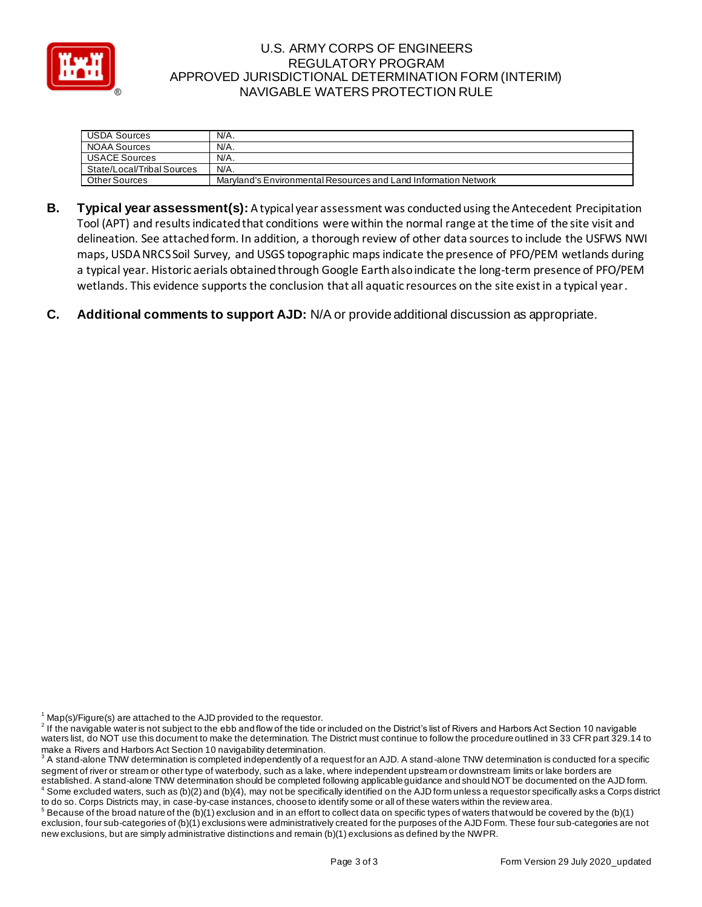| | |
|---|---|
| USDA Sources | N/A. |
| NOAA Sources | N/A. |
| USACE Sources | N/A. |
| State/Local/Tribal Sources | N/A. |
| Other Sources | Maryland's Environmental Resources and Land Information Network |

**B. Typical year assessment(s):** A typical year assessment was conducted using the Antecedent Precipitation Tool (APT) and results indicated that conditions were within the normal range at the time of the site visit and delineation. See attached form. In addition, a thorough review of other data sources to include the USFWS NWI maps, USDA NRCS Soil Survey, and USGS topographic maps indicate the presence of PFO/PEM wetlands during a typical year. Historic aerials obtained through Google Earth also indicate the long-term presence of PFO/PEM wetlands. This evidence supports the conclusion that all aquatic resources on the site exist in a typical year.

**C. Additional comments to support AJD:** N/A or provide additional discussion as appropriate.

[1] Map(s)/Figure(s) are attached to the AJD provided to the requestor.

[2] If the navigable water is not subject to the ebb and flow of the tide or included on the District's list of Rivers and Harbors Act Section 10 navigable waters list, do NOT use this document to make the determination. The District must continue to follow the procedure outlined in 33 CFR part 329.14 to make a Rivers and Harbors Act Section 10 navigability determination.

[3] A stand-alone TNW determination is completed independently of a request for an AJD. A stand-alone TNW determination is conducted for a specific segment of river or stream or other type of waterbody, such as a lake, where independent upstream or downstream limits or lake borders are established. A stand-alone TNW determination should be completed following applicable guidance and should NOT be documented on the AJD form.

[4] Some excluded waters, such as (b)(2) and (b)(4), may not be specifically identified on the AJD form unless a requestor specifically asks a Corps district to do so. Corps Districts may, in case-by-case instances, choose to identify some or all of these waters within the review area.

[5] Because of the broad nature of the (b)(1) exclusion and in an effort to collect data on specific types of waters that would be covered by the (b)(1) exclusion, four sub-categories of (b)(1) exclusions were administratively created for the purposes of the AJD Form. These four sub-categories are not new exclusions, but are simply administrative distinctions and remain (b)(1) exclusions as defined by the NWPR.